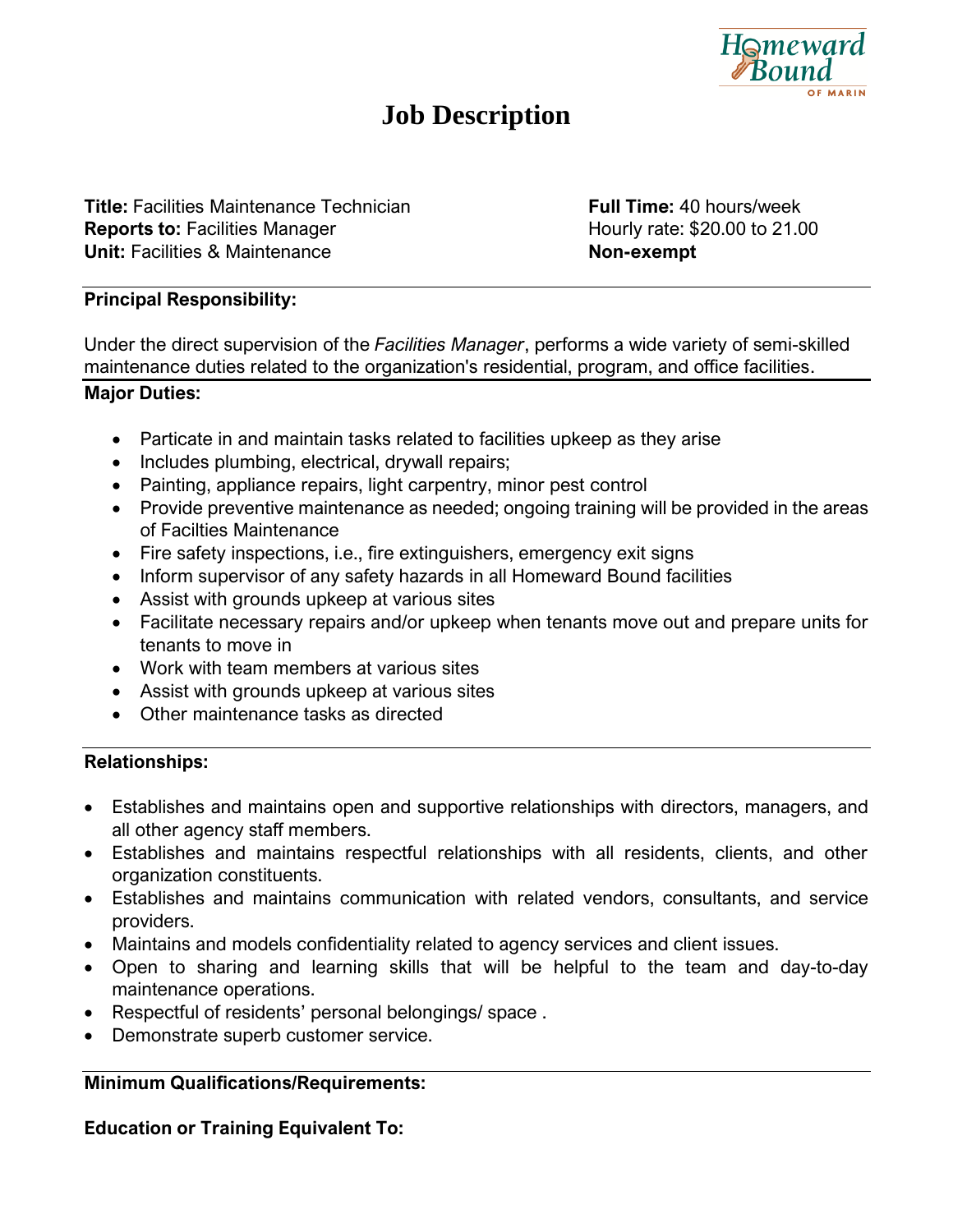# Job Description

**Title:** Facilities Maintenance Technician
**Reports to:** Facilities Manager
**Unit:** Facilities & Maintenance

**Full Time:** 40 hours/week
Hourly rate: $20.00 to 21.00
**Non-exempt**

---

**Principal Responsibility:**

Under the direct supervision of the *Facilities Manager*, performs a wide variety of semi-skilled maintenance duties related to the organization's residential, program, and office facilities.

---

**Major Duties:**

- Particate in and maintain tasks related to facilities upkeep as they arise
- Includes plumbing, electrical, drywall repairs;
- Painting, appliance repairs, light carpentry, minor pest control
- Provide preventive maintenance as needed; ongoing training will be provided in the areas of Facilties Maintenance
- Fire safety inspections, i.e., fire extinguishers, emergency exit signs
- Inform supervisor of any safety hazards in all Homeward Bound facilities
- Assist with grounds upkeep at various sites
- Facilitate necessary repairs and/or upkeep when tenants move out and prepare units for tenants to move in
- Work with team members at various sites
- Assist with grounds upkeep at various sites
- Other maintenance tasks as directed

---

**Relationships:**

- Establishes and maintains open and supportive relationships with directors, managers, and all other agency staff members.
- Establishes and maintains respectful relationships with all residents, clients, and other organization constituents.
- Establishes and maintains communication with related vendors, consultants, and service providers.
- Maintains and models confidentiality related to agency services and client issues.
- Open to sharing and learning skills that will be helpful to the team and day-to-day maintenance operations.
- Respectful of residents' personal belongings/ space .
- Demonstrate superb customer service.

---

**Minimum Qualifications/Requirements:**

**Education or Training Equivalent To:**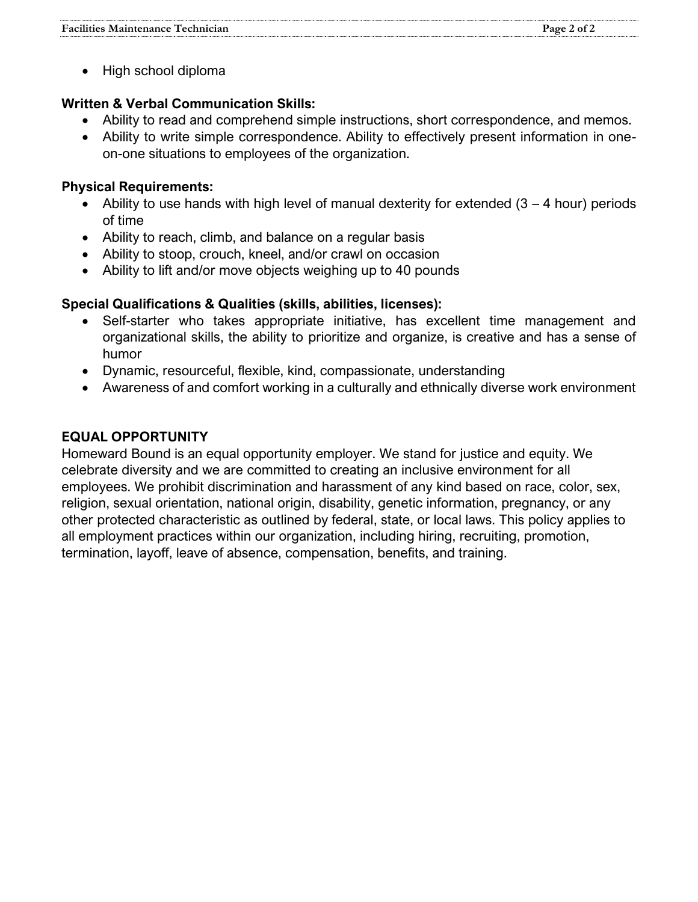- High school diploma

**Written & Verbal Communication Skills:**

- Ability to read and comprehend simple instructions, short correspondence, and memos.
- Ability to write simple correspondence. Ability to effectively present information in one-on-one situations to employees of the organization.

**Physical Requirements:**

- Ability to use hands with high level of manual dexterity for extended (3 – 4 hour) periods of time
- Ability to reach, climb, and balance on a regular basis
- Ability to stoop, crouch, kneel, and/or crawl on occasion
- Ability to lift and/or move objects weighing up to 40 pounds

**Special Qualifications & Qualities (skills, abilities, licenses):**

- Self-starter who takes appropriate initiative, has excellent time management and organizational skills, the ability to prioritize and organize, is creative and has a sense of humor
- Dynamic, resourceful, flexible, kind, compassionate, understanding
- Awareness of and comfort working in a culturally and ethnically diverse work environment

## EQUAL OPPORTUNITY

Homeward Bound is an equal opportunity employer. We stand for justice and equity. We celebrate diversity and we are committed to creating an inclusive environment for all employees. We prohibit discrimination and harassment of any kind based on race, color, sex, religion, sexual orientation, national origin, disability, genetic information, pregnancy, or any other protected characteristic as outlined by federal, state, or local laws. This policy applies to all employment practices within our organization, including hiring, recruiting, promotion, termination, layoff, leave of absence, compensation, benefits, and training.